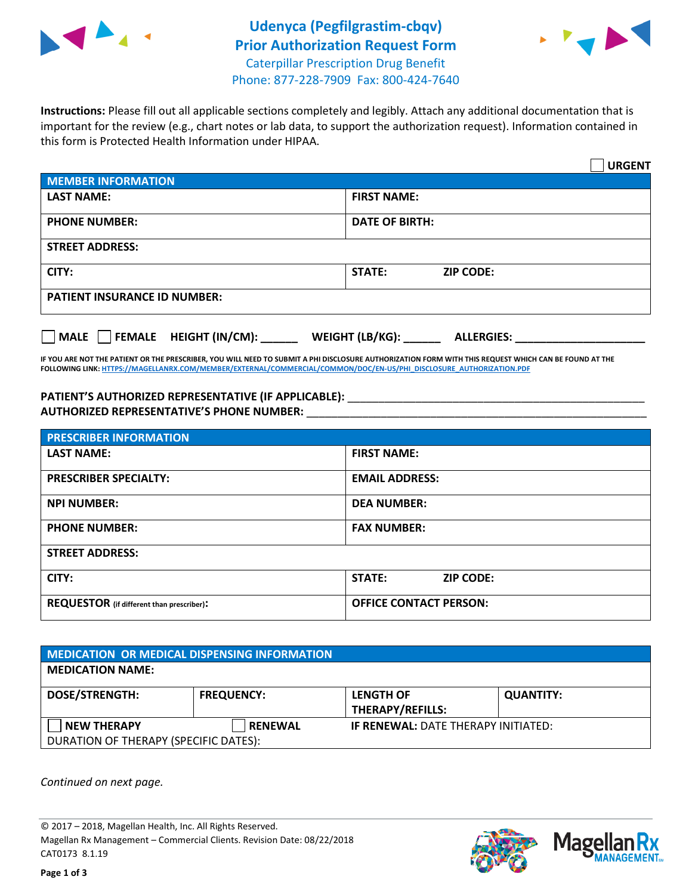# Udenyca (Pegfilgrastim-cbqv) Prior Authorization Request Form

Caterpillar Prescription Drug Benefit
Phone: 877-228-7909 Fax: 800-424-7640

**Instructions:** Please fill out all applicable sections completely and legibly. Attach any additional documentation that is important for the review (e.g., chart notes or lab data, to support the authorization request). Information contained in this form is Protected Health Information under HIPAA.

☐ **URGENT**

| **MEMBER INFORMATION** | |
|---|---|
| **LAST NAME:** | **FIRST NAME:** |
| **PHONE NUMBER:** | **DATE OF BIRTH:** |
| **STREET ADDRESS:** | |
| **CITY:** | **STATE:** **ZIP CODE:** |
| **PATIENT INSURANCE ID NUMBER:** | |

☐ **MALE** ☐ **FEMALE** **HEIGHT (IN/CM):** ______ **WEIGHT (LB/KG):** ______ **ALLERGIES:** ____________________

**IF YOU ARE NOT THE PATIENT OR THE PRESCRIBER, YOU WILL NEED TO SUBMIT A PHI DISCLOSURE AUTHORIZATION FORM WITH THIS REQUEST WHICH CAN BE FOUND AT THE FOLLOWING LINK: HTTPS://MAGELLANRX.COM/MEMBER/EXTERNAL/COMMERCIAL/COMMON/DOC/EN-US/PHI_DISCLOSURE_AUTHORIZATION.PDF**

**PATIENT'S AUTHORIZED REPRESENTATIVE (IF APPLICABLE):** ____________________________________________

**AUTHORIZED REPRESENTATIVE'S PHONE NUMBER:** ____________________________________________

| **PRESCRIBER INFORMATION** | |
|---|---|
| **LAST NAME:** | **FIRST NAME:** |
| **PRESCRIBER SPECIALTY:** | **EMAIL ADDRESS:** |
| **NPI NUMBER:** | **DEA NUMBER:** |
| **PHONE NUMBER:** | **FAX NUMBER:** |
| **STREET ADDRESS:** | |
| **CITY:** | **STATE:** **ZIP CODE:** |
| **REQUESTOR** (if different than prescriber)**:** | **OFFICE CONTACT PERSON:** |

| **MEDICATION OR MEDICAL DISPENSING INFORMATION** | | | |
|---|---|---|---|
| **MEDICATION NAME:** | | | |
| **DOSE/STRENGTH:** | **FREQUENCY:** | **LENGTH OF THERAPY/REFILLS:** | **QUANTITY:** |
| ☐ **NEW THERAPY** | ☐ **RENEWAL** | **IF RENEWAL:** DATE THERAPY INITIATED: | |
| DURATION OF THERAPY (SPECIFIC DATES): | | | |

*Continued on next page.*

© 2017 – 2018, Magellan Health, Inc. All Rights Reserved.
Magellan Rx Management – Commercial Clients. Revision Date: 08/22/2018
CAT0173 8.1.19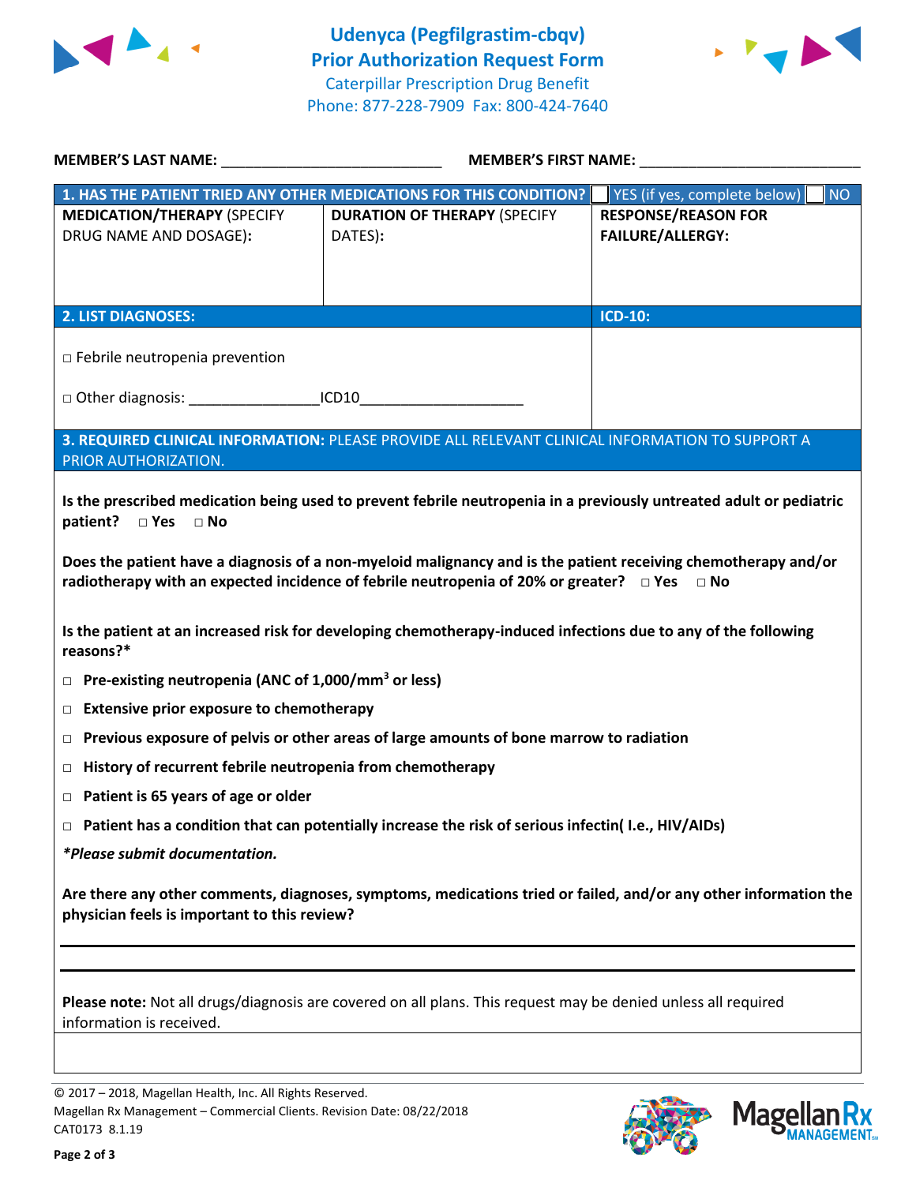# Udenyca (Pegfilgrastim-cbqv)
## Prior Authorization Request Form

Caterpillar Prescription Drug Benefit
Phone: 877-228-7909 Fax: 800-424-7640

**MEMBER'S LAST NAME:** ___________________________ **MEMBER'S FIRST NAME:** ___________________________

| **1. HAS THE PATIENT TRIED ANY OTHER MEDICATIONS FOR THIS CONDITION?** | | ☐ YES (if yes, complete below) ☐ NO |
|---|---|---|
| **MEDICATION/THERAPY** (SPECIFY DRUG NAME AND DOSAGE): | **DURATION OF THERAPY** (SPECIFY DATES): | **RESPONSE/REASON FOR FAILURE/ALLERGY:** |
| | | |

| **2. LIST DIAGNOSES:** | **ICD-10:** |
|---|---|
| □ Febrile neutropenia prevention<br><br>□ Other diagnosis: ________________ICD10____________________ | |

**3. REQUIRED CLINICAL INFORMATION:** PLEASE PROVIDE ALL RELEVANT CLINICAL INFORMATION TO SUPPORT A PRIOR AUTHORIZATION.

**Is the prescribed medication being used to prevent febrile neutropenia in a previously untreated adult or pediatric patient? □ Yes □ No**

**Does the patient have a diagnosis of a non-myeloid malignancy and is the patient receiving chemotherapy and/or radiotherapy with an expected incidence of febrile neutropenia of 20% or greater? □ Yes □ No**

**Is the patient at an increased risk for developing chemotherapy-induced infections due to any of the following reasons?***

- □ **Pre-existing neutropenia (ANC of 1,000/$mm^3$ or less)**
- □ **Extensive prior exposure to chemotherapy**
- □ **Previous exposure of pelvis or other areas of large amounts of bone marrow to radiation**
- □ **History of recurrent febrile neutropenia from chemotherapy**
- □ **Patient is 65 years of age or older**
- □ **Patient has a condition that can potentially increase the risk of serious infectin( I.e., HIV/AIDs)**

***Please submit documentation.***

**Are there any other comments, diagnoses, symptoms, medications tried or failed, and/or any other information the physician feels is important to this review?**

___________________________________________________________________________

___________________________________________________________________________

**Please note:** Not all drugs/diagnosis are covered on all plans. This request may be denied unless all required information is received.

© 2017 – 2018, Magellan Health, Inc. All Rights Reserved.
Magellan Rx Management – Commercial Clients. Revision Date: 08/22/2018
CAT0173 8.1.19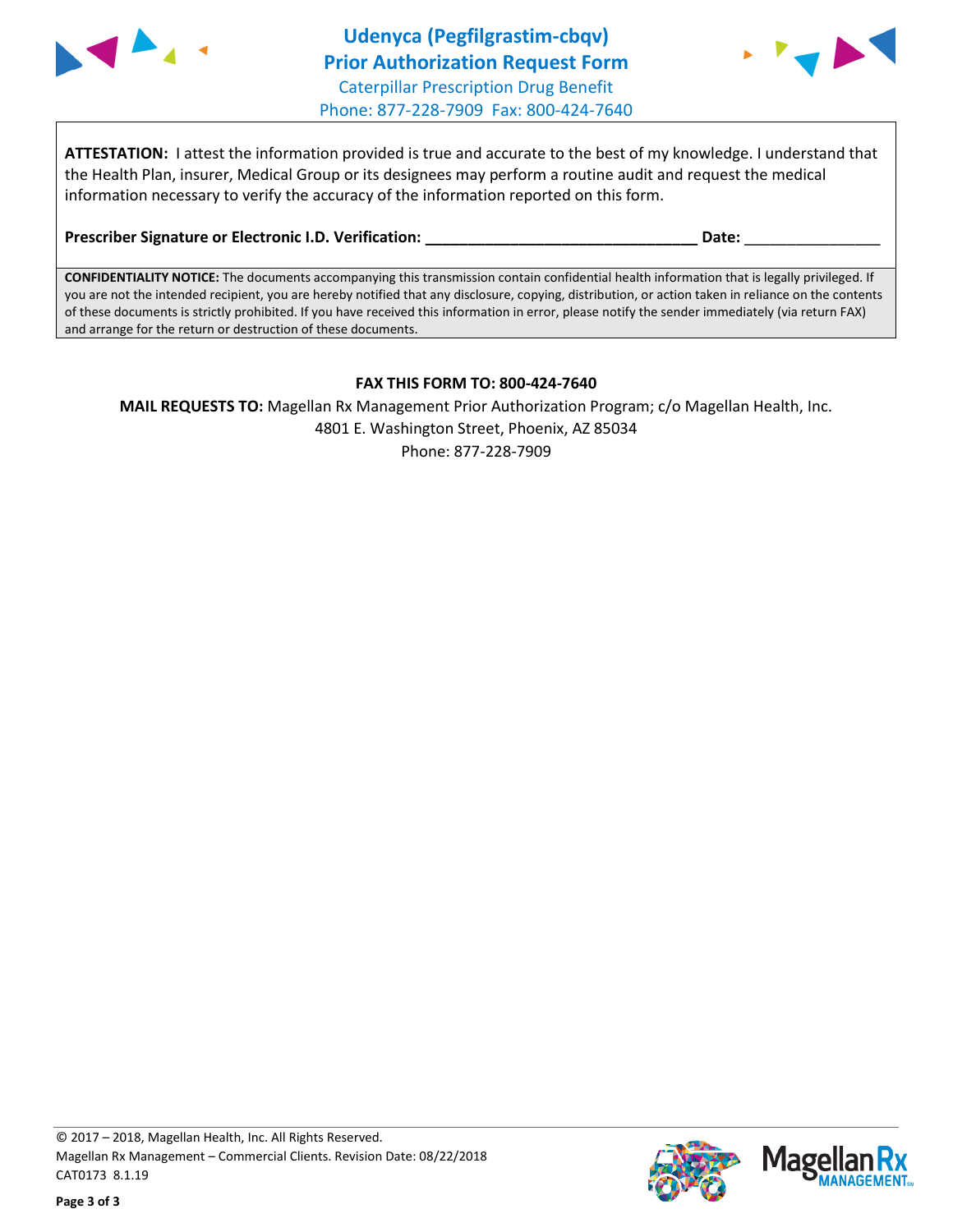**ATTESTATION:** I attest the information provided is true and accurate to the best of my knowledge. I understand that the Health Plan, insurer, Medical Group or its designees may perform a routine audit and request the medical information necessary to verify the accuracy of the information reported on this form.

**Prescriber Signature or Electronic I.D. Verification: _______________________________ Date:** ________________

**CONFIDENTIALITY NOTICE:** The documents accompanying this transmission contain confidential health information that is legally privileged. If you are not the intended recipient, you are hereby notified that any disclosure, copying, distribution, or action taken in reliance on the contents of these documents is strictly prohibited. If you have received this information in error, please notify the sender immediately (via return FAX) and arrange for the return or destruction of these documents.

**FAX THIS FORM TO: 800-424-7640**

**MAIL REQUESTS TO:** Magellan Rx Management Prior Authorization Program; c/o Magellan Health, Inc.
4801 E. Washington Street, Phoenix, AZ 85034
Phone: 877-228-7909

© 2017 – 2018, Magellan Health, Inc. All Rights Reserved.
Magellan Rx Management – Commercial Clients. Revision Date: 08/22/2018
CAT0173 8.1.19